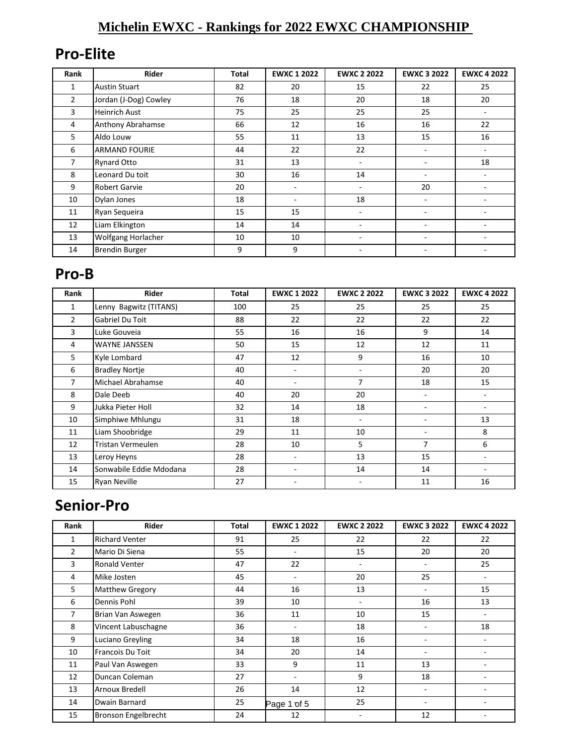# Michelin EWXC - Rankings for 2022 EWXC CHAMPIONSHIP

## Pro-Elite

| Rank | Rider | Total | EWXC 1 2022 | EWXC 2 2022 | EWXC 3 2022 | EWXC 4 2022 |
|---|---|---|---|---|---|---|
| 1 | Austin Stuart | 82 | 20 | 15 | 22 | 25 |
| 2 | Jordan (J-Dog) Cowley | 76 | 18 | 20 | 18 | 20 |
| 3 | Heinrich Aust | 75 | 25 | 25 | 25 | - |
| 4 | Anthony Abrahamse | 66 | 12 | 16 | 16 | 22 |
| 5 | Aldo Louw | 55 | 11 | 13 | 15 | 16 |
| 6 | ARMAND FOURIE | 44 | 22 | 22 | - | - |
| 7 | Rynard Otto | 31 | 13 | - | - | 18 |
| 8 | Leonard Du toit | 30 | 16 | 14 | - | - |
| 9 | Robert Garvie | 20 | - | - | 20 | - |
| 10 | Dylan Jones | 18 | - | 18 | - | - |
| 11 | Ryan Sequeira | 15 | 15 | - | - | - |
| 12 | Liam Elkington | 14 | 14 | - | - | - |
| 13 | Wolfgang Horlacher | 10 | 10 | - | - | - |
| 14 | Brendin Burger | 9 | 9 | - | - | - |

## Pro-B

| Rank | Rider | Total | EWXC 1 2022 | EWXC 2 2022 | EWXC 3 2022 | EWXC 4 2022 |
|---|---|---|---|---|---|---|
| 1 | Lenny Bagwitz (TITANS) | 100 | 25 | 25 | 25 | 25 |
| 2 | Gabriel Du Toit | 88 | 22 | 22 | 22 | 22 |
| 3 | Luke Gouveia | 55 | 16 | 16 | 9 | 14 |
| 4 | WAYNE JANSSEN | 50 | 15 | 12 | 12 | 11 |
| 5 | Kyle Lombard | 47 | 12 | 9 | 16 | 10 |
| 6 | Bradley Nortje | 40 | - | - | 20 | 20 |
| 7 | Michael Abrahamse | 40 | - | 7 | 18 | 15 |
| 8 | Dale Deeb | 40 | 20 | 20 | - | - |
| 9 | Jukka Pieter Holl | 32 | 14 | 18 | - | - |
| 10 | Simphiwe Mhlungu | 31 | 18 | - | - | 13 |
| 11 | Liam Shoobridge | 29 | 11 | 10 | - | 8 |
| 12 | Tristan Vermeulen | 28 | 10 | 5 | 7 | 6 |
| 13 | Leroy Heyns | 28 | - | 13 | 15 | - |
| 14 | Sonwabile Eddie Mdodana | 28 | - | 14 | 14 | - |
| 15 | Ryan Neville | 27 | - | - | 11 | 16 |

## Senior-Pro

| Rank | Rider | Total | EWXC 1 2022 | EWXC 2 2022 | EWXC 3 2022 | EWXC 4 2022 |
|---|---|---|---|---|---|---|
| 1 | Richard Venter | 91 | 25 | 22 | 22 | 22 |
| 2 | Mario Di Siena | 55 | - | 15 | 20 | 20 |
| 3 | Ronald Venter | 47 | 22 | - | - | 25 |
| 4 | Mike Josten | 45 | - | 20 | 25 | - |
| 5 | Matthew Gregory | 44 | 16 | 13 | - | 15 |
| 6 | Dennis Pohl | 39 | 10 | - | 16 | 13 |
| 7 | Brian Van Aswegen | 36 | 11 | 10 | 15 | - |
| 8 | Vincent Labuschagne | 36 | - | 18 | - | 18 |
| 9 | Luciano Greyling | 34 | 18 | 16 | - | - |
| 10 | Francois Du Toit | 34 | 20 | 14 | - | - |
| 11 | Paul Van Aswegen | 33 | 9 | 11 | 13 | - |
| 12 | Duncan Coleman | 27 | - | 9 | 18 | - |
| 13 | Arnoux Bredell | 26 | 14 | 12 | - | - |
| 14 | Dwain Barnard | 25 | - | 25 | - | - |
| 15 | Bronson Engelbrecht | 24 | 12 | - | 12 | - |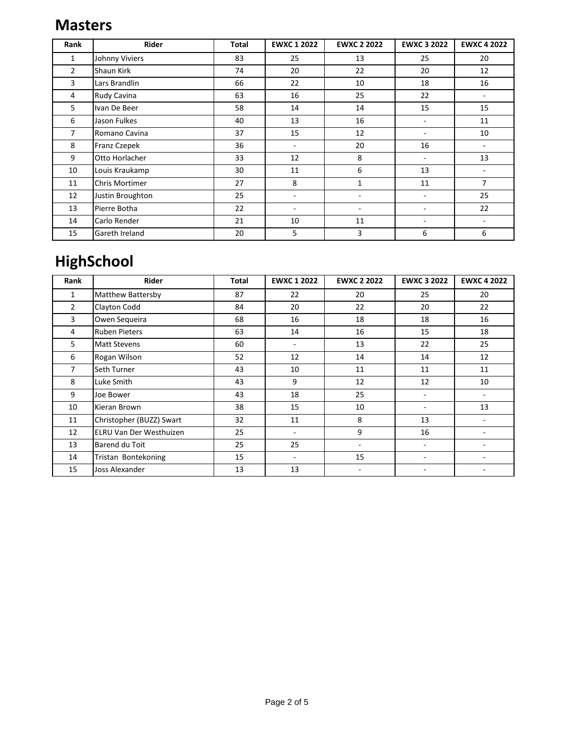## Masters

| Rank | Rider | Total | EWXC 1 2022 | EWXC 2 2022 | EWXC 3 2022 | EWXC 4 2022 |
|---|---|---|---|---|---|---|
| 1 | Johnny Viviers | 83 | 25 | 13 | 25 | 20 |
| 2 | Shaun Kirk | 74 | 20 | 22 | 20 | 12 |
| 3 | Lars Brandlin | 66 | 22 | 10 | 18 | 16 |
| 4 | Rudy Cavina | 63 | 16 | 25 | 22 | - |
| 5 | Ivan De Beer | 58 | 14 | 14 | 15 | 15 |
| 6 | Jason Fulkes | 40 | 13 | 16 | - | 11 |
| 7 | Romano Cavina | 37 | 15 | 12 | - | 10 |
| 8 | Franz Czepek | 36 | - | 20 | 16 | - |
| 9 | Otto Horlacher | 33 | 12 | 8 | - | 13 |
| 10 | Louis Kraukamp | 30 | 11 | 6 | 13 | - |
| 11 | Chris Mortimer | 27 | 8 | 1 | 11 | 7 |
| 12 | Justin Broughton | 25 | - | - | - | 25 |
| 13 | Pierre Botha | 22 | - | - | - | 22 |
| 14 | Carlo Render | 21 | 10 | 11 | - | - |
| 15 | Gareth Ireland | 20 | 5 | 3 | 6 | 6 |

## HighSchool

| Rank | Rider | Total | EWXC 1 2022 | EWXC 2 2022 | EWXC 3 2022 | EWXC 4 2022 |
|---|---|---|---|---|---|---|
| 1 | Matthew Battersby | 87 | 22 | 20 | 25 | 20 |
| 2 | Clayton Codd | 84 | 20 | 22 | 20 | 22 |
| 3 | Owen Sequeira | 68 | 16 | 18 | 18 | 16 |
| 4 | Ruben Pieters | 63 | 14 | 16 | 15 | 18 |
| 5 | Matt Stevens | 60 | - | 13 | 22 | 25 |
| 6 | Rogan Wilson | 52 | 12 | 14 | 14 | 12 |
| 7 | Seth Turner | 43 | 10 | 11 | 11 | 11 |
| 8 | Luke Smith | 43 | 9 | 12 | 12 | 10 |
| 9 | Joe Bower | 43 | 18 | 25 | - | - |
| 10 | Kieran Brown | 38 | 15 | 10 | - | 13 |
| 11 | Christopher (BUZZ) Swart | 32 | 11 | 8 | 13 | - |
| 12 | ELRU Van Der Westhuizen | 25 | - | 9 | 16 | - |
| 13 | Barend du Toit | 25 | 25 | - | - | - |
| 14 | Tristan Bontekoning | 15 | - | 15 | - | - |
| 15 | Joss Alexander | 13 | 13 | - | - | - |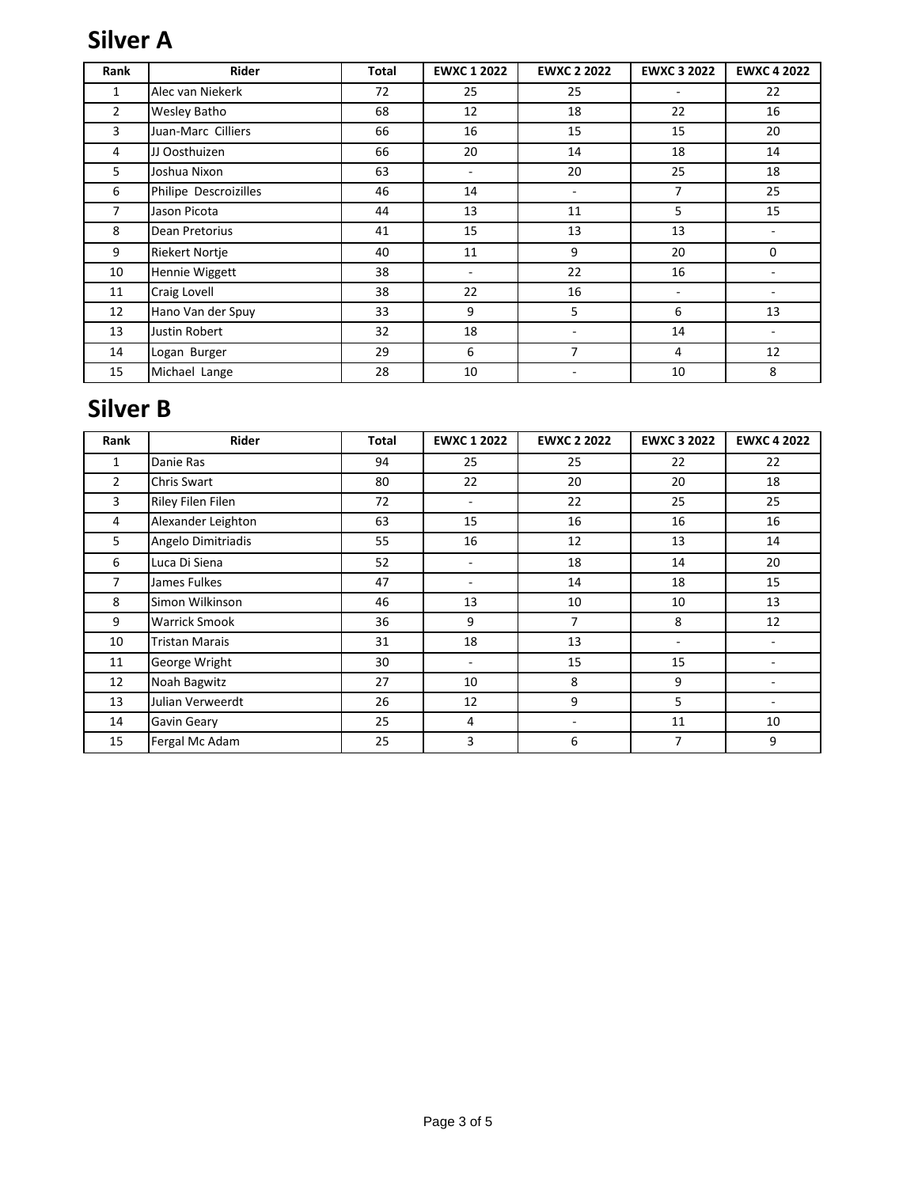## Silver A

| Rank | Rider | Total | EWXC 1 2022 | EWXC 2 2022 | EWXC 3 2022 | EWXC 4 2022 |
|---|---|---|---|---|---|---|
| 1 | Alec van Niekerk | 72 | 25 | 25 | - | 22 |
| 2 | Wesley Batho | 68 | 12 | 18 | 22 | 16 |
| 3 | Juan-Marc Cilliers | 66 | 16 | 15 | 15 | 20 |
| 4 | JJ Oosthuizen | 66 | 20 | 14 | 18 | 14 |
| 5 | Joshua Nixon | 63 | - | 20 | 25 | 18 |
| 6 | Philipe Descroizilles | 46 | 14 | - | 7 | 25 |
| 7 | Jason Picota | 44 | 13 | 11 | 5 | 15 |
| 8 | Dean Pretorius | 41 | 15 | 13 | 13 | - |
| 9 | Riekert Nortje | 40 | 11 | 9 | 20 | 0 |
| 10 | Hennie Wiggett | 38 | - | 22 | 16 | - |
| 11 | Craig Lovell | 38 | 22 | 16 | - | - |
| 12 | Hano Van der Spuy | 33 | 9 | 5 | 6 | 13 |
| 13 | Justin Robert | 32 | 18 | - | 14 | - |
| 14 | Logan Burger | 29 | 6 | 7 | 4 | 12 |
| 15 | Michael Lange | 28 | 10 | - | 10 | 8 |

## Silver B

| Rank | Rider | Total | EWXC 1 2022 | EWXC 2 2022 | EWXC 3 2022 | EWXC 4 2022 |
|---|---|---|---|---|---|---|
| 1 | Danie Ras | 94 | 25 | 25 | 22 | 22 |
| 2 | Chris Swart | 80 | 22 | 20 | 20 | 18 |
| 3 | Riley Filen Filen | 72 | - | 22 | 25 | 25 |
| 4 | Alexander Leighton | 63 | 15 | 16 | 16 | 16 |
| 5 | Angelo Dimitriadis | 55 | 16 | 12 | 13 | 14 |
| 6 | Luca Di Siena | 52 | - | 18 | 14 | 20 |
| 7 | James Fulkes | 47 | - | 14 | 18 | 15 |
| 8 | Simon Wilkinson | 46 | 13 | 10 | 10 | 13 |
| 9 | Warrick Smook | 36 | 9 | 7 | 8 | 12 |
| 10 | Tristan Marais | 31 | 18 | 13 | - | - |
| 11 | George Wright | 30 | - | 15 | 15 | - |
| 12 | Noah Bagwitz | 27 | 10 | 8 | 9 | - |
| 13 | Julian Verweerdt | 26 | 12 | 9 | 5 | - |
| 14 | Gavin Geary | 25 | 4 | - | 11 | 10 |
| 15 | Fergal Mc Adam | 25 | 3 | 6 | 7 | 9 |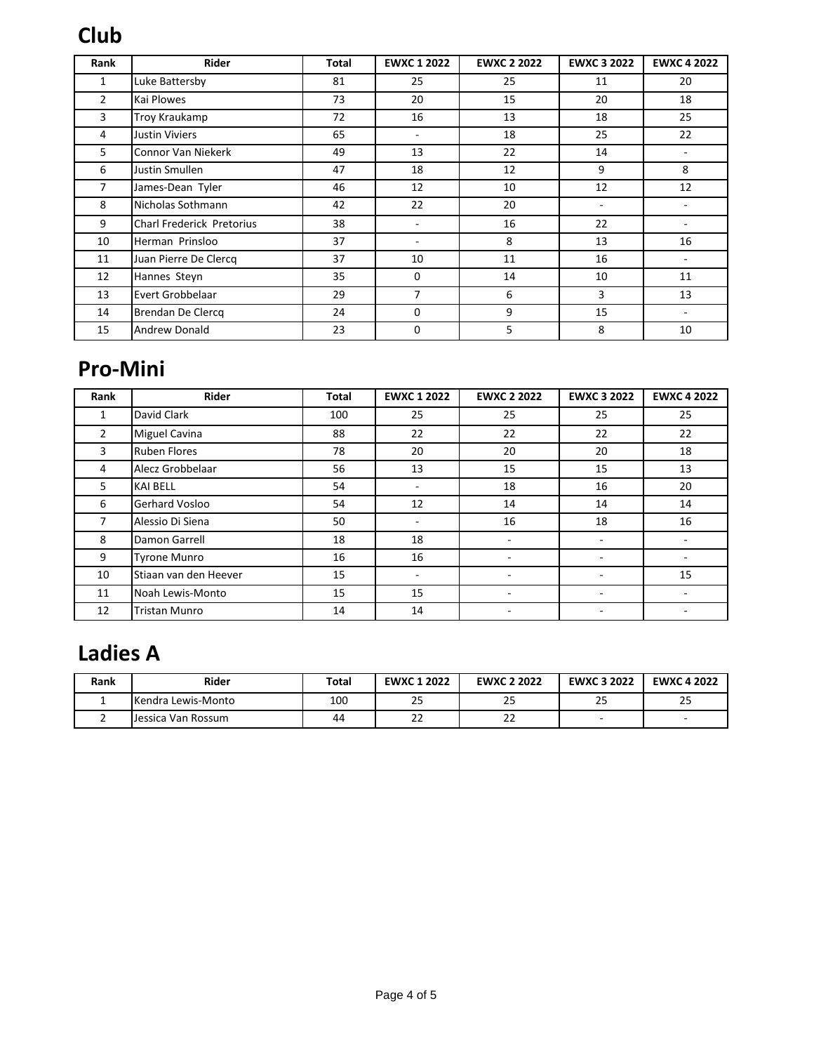## Club

| Rank | Rider | Total | EWXC 1 2022 | EWXC 2 2022 | EWXC 3 2022 | EWXC 4 2022 |
|---|---|---|---|---|---|---|
| 1 | Luke Battersby | 81 | 25 | 25 | 11 | 20 |
| 2 | Kai Plowes | 73 | 20 | 15 | 20 | 18 |
| 3 | Troy Kraukamp | 72 | 16 | 13 | 18 | 25 |
| 4 | Justin Viviers | 65 | - | 18 | 25 | 22 |
| 5 | Connor Van Niekerk | 49 | 13 | 22 | 14 | - |
| 6 | Justin Smullen | 47 | 18 | 12 | 9 | 8 |
| 7 | James-Dean Tyler | 46 | 12 | 10 | 12 | 12 |
| 8 | Nicholas Sothmann | 42 | 22 | 20 | - | - |
| 9 | Charl Frederick Pretorius | 38 | - | 16 | 22 | - |
| 10 | Herman Prinsloo | 37 | - | 8 | 13 | 16 |
| 11 | Juan Pierre De Clercq | 37 | 10 | 11 | 16 | - |
| 12 | Hannes Steyn | 35 | 0 | 14 | 10 | 11 |
| 13 | Evert Grobbelaar | 29 | 7 | 6 | 3 | 13 |
| 14 | Brendan De Clercq | 24 | 0 | 9 | 15 | - |
| 15 | Andrew Donald | 23 | 0 | 5 | 8 | 10 |

## Pro-Mini

| Rank | Rider | Total | EWXC 1 2022 | EWXC 2 2022 | EWXC 3 2022 | EWXC 4 2022 |
|---|---|---|---|---|---|---|
| 1 | David Clark | 100 | 25 | 25 | 25 | 25 |
| 2 | Miguel Cavina | 88 | 22 | 22 | 22 | 22 |
| 3 | Ruben Flores | 78 | 20 | 20 | 20 | 18 |
| 4 | Alecz Grobbelaar | 56 | 13 | 15 | 15 | 13 |
| 5 | KAI BELL | 54 | - | 18 | 16 | 20 |
| 6 | Gerhard Vosloo | 54 | 12 | 14 | 14 | 14 |
| 7 | Alessio Di Siena | 50 | - | 16 | 18 | 16 |
| 8 | Damon Garrell | 18 | 18 | - | - | - |
| 9 | Tyrone Munro | 16 | 16 | - | - | - |
| 10 | Stiaan van den Heever | 15 | - | - | - | 15 |
| 11 | Noah Lewis-Monto | 15 | 15 | - | - | - |
| 12 | Tristan Munro | 14 | 14 | - | - | - |

## Ladies A

| Rank | Rider | Total | EWXC 1 2022 | EWXC 2 2022 | EWXC 3 2022 | EWXC 4 2022 |
|---|---|---|---|---|---|---|
| 1 | Kendra Lewis-Monto | 100 | 25 | 25 | 25 | 25 |
| 2 | Jessica Van Rossum | 44 | 22 | 22 | - | - |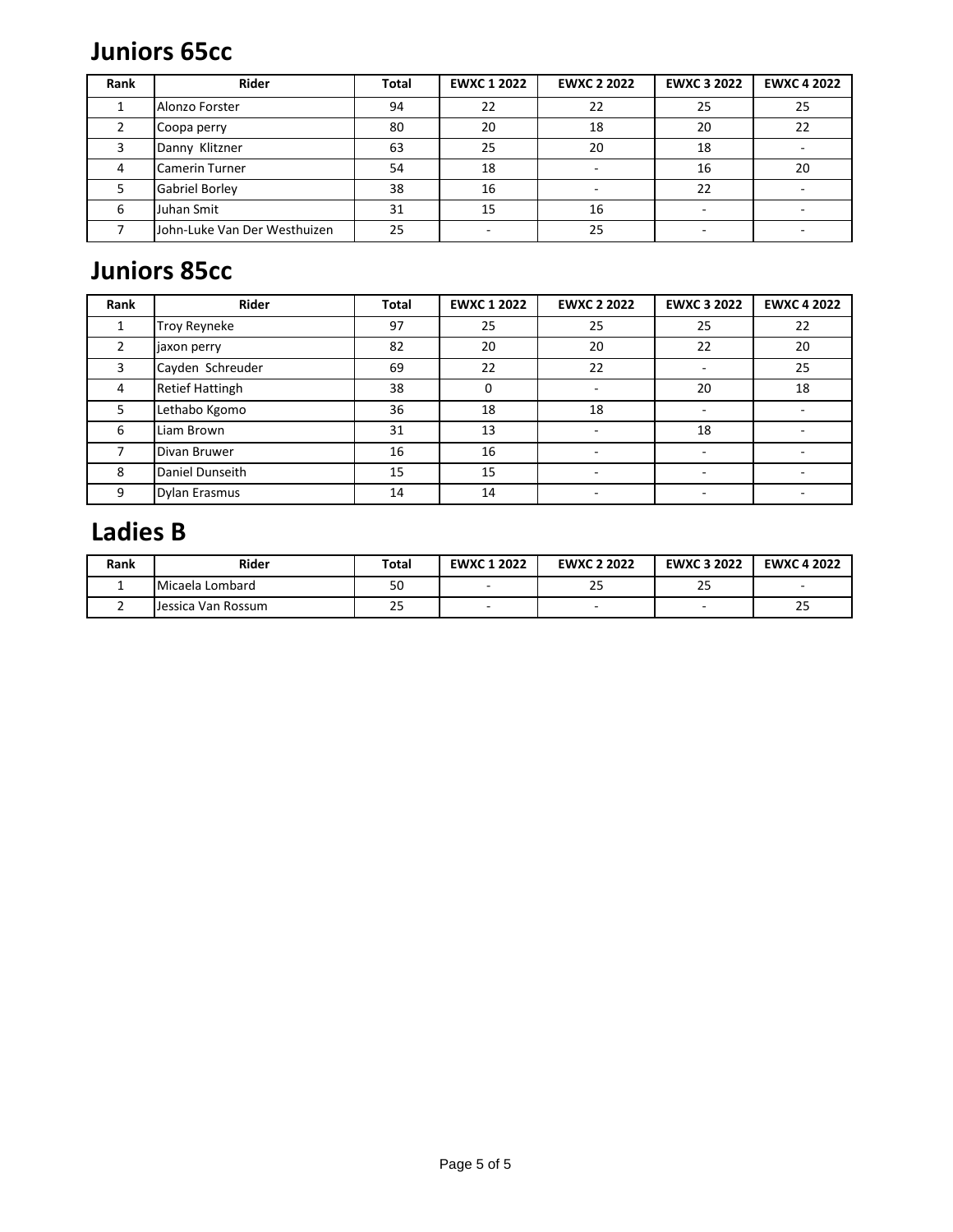# Juniors 65cc

| Rank | Rider | Total | EWXC 1 2022 | EWXC 2 2022 | EWXC 3 2022 | EWXC 4 2022 |
|---|---|---|---|---|---|---|
| 1 | Alonzo Forster | 94 | 22 | 22 | 25 | 25 |
| 2 | Coopa perry | 80 | 20 | 18 | 20 | 22 |
| 3 | Danny Klitzner | 63 | 25 | 20 | 18 | - |
| 4 | Camerin Turner | 54 | 18 | - | 16 | 20 |
| 5 | Gabriel Borley | 38 | 16 | - | 22 | - |
| 6 | Juhan Smit | 31 | 15 | 16 | - | - |
| 7 | John-Luke Van Der Westhuizen | 25 | - | 25 | - | - |

# Juniors 85cc

| Rank | Rider | Total | EWXC 1 2022 | EWXC 2 2022 | EWXC 3 2022 | EWXC 4 2022 |
|---|---|---|---|---|---|---|
| 1 | Troy Reyneke | 97 | 25 | 25 | 25 | 22 |
| 2 | jaxon perry | 82 | 20 | 20 | 22 | 20 |
| 3 | Cayden Schreuder | 69 | 22 | 22 | - | 25 |
| 4 | Retief Hattingh | 38 | 0 | - | 20 | 18 |
| 5 | Lethabo Kgomo | 36 | 18 | 18 | - | - |
| 6 | Liam Brown | 31 | 13 | - | 18 | - |
| 7 | Divan Bruwer | 16 | 16 | - | - | - |
| 8 | Daniel Dunseith | 15 | 15 | - | - | - |
| 9 | Dylan Erasmus | 14 | 14 | - | - | - |

# Ladies B

| Rank | Rider | Total | EWXC 1 2022 | EWXC 2 2022 | EWXC 3 2022 | EWXC 4 2022 |
|---|---|---|---|---|---|---|
| 1 | Micaela Lombard | 50 | - | 25 | 25 | - |
| 2 | Jessica Van Rossum | 25 | - | - | - | 25 |